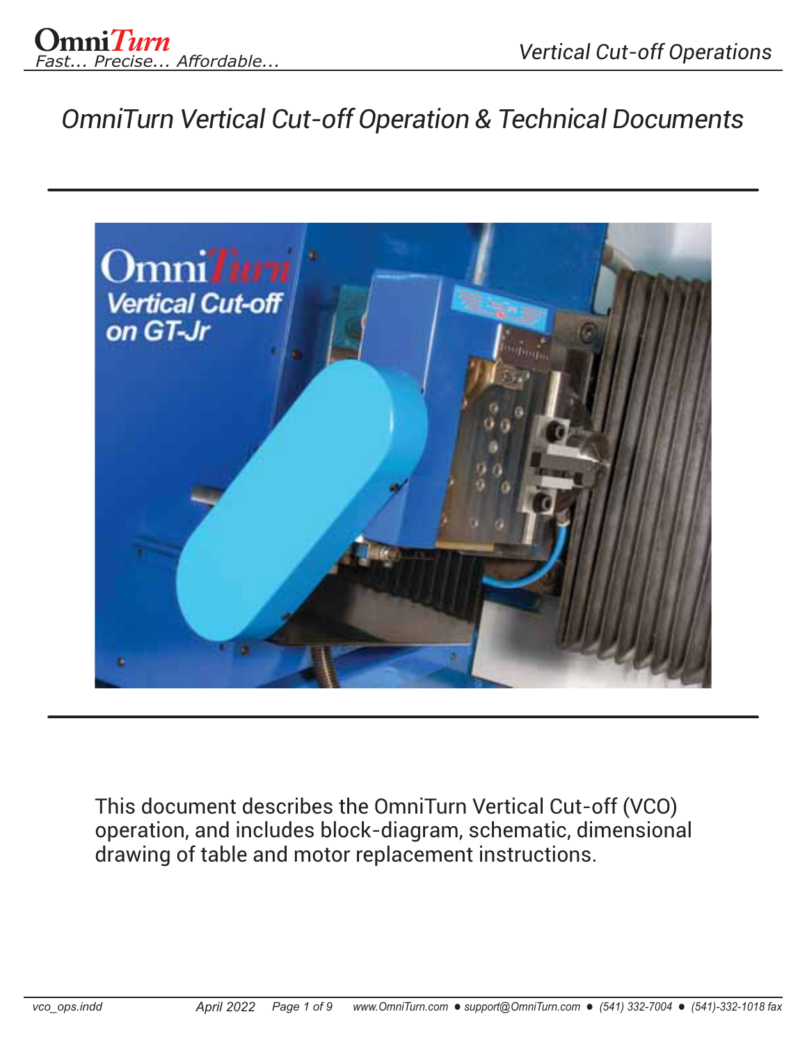# OmniTurn Vertical Cut-off Operation & Technical Documents

This document describes the OmniTurn Vertical Cut-off (VCO) operation, and includes block-diagram, schematic, dimensional drawing of table and motor replacement instructions.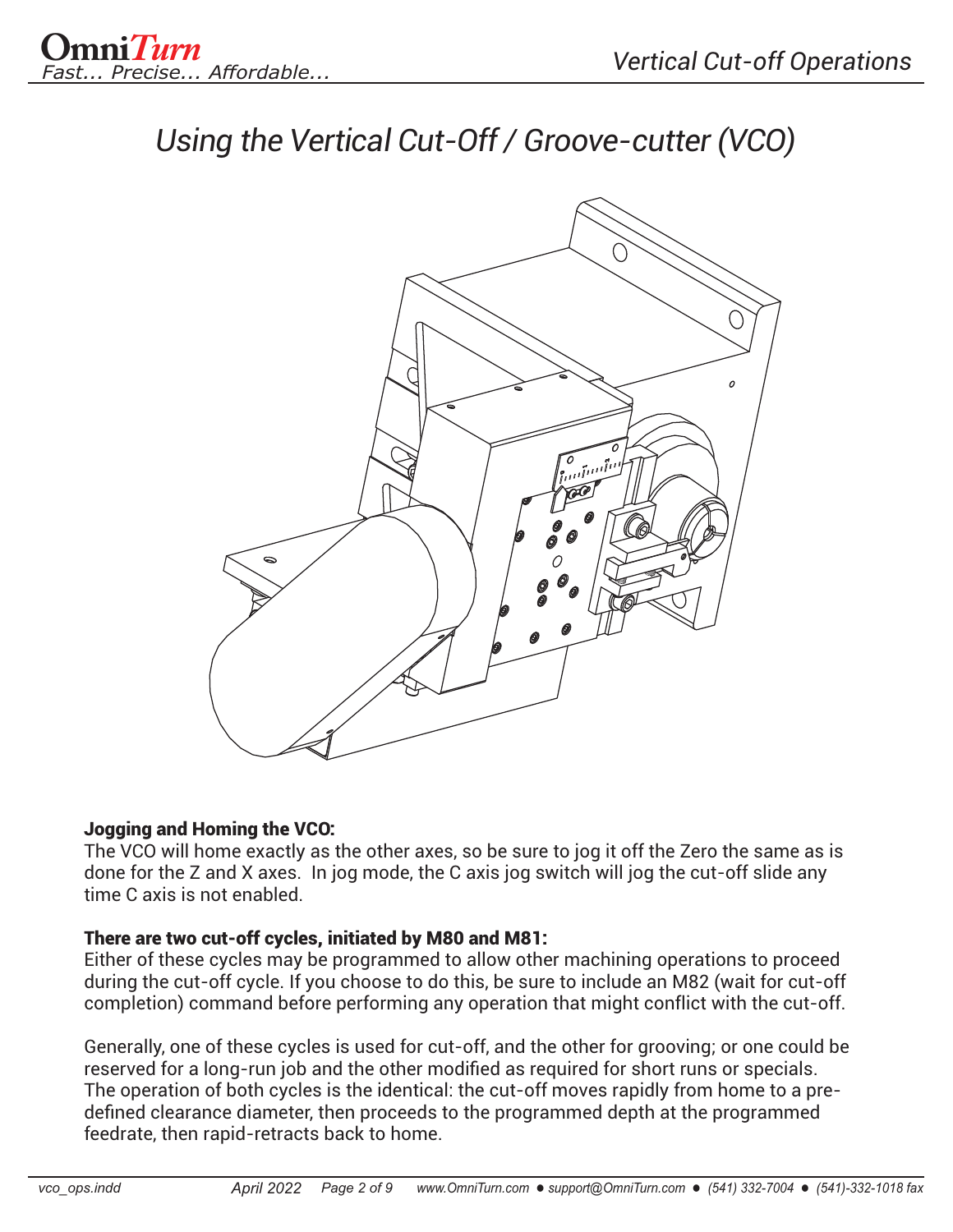# Using the Vertical Cut-Off / Groove-cutter (VCO)

**Jogging and Homing the VCO:**
The VCO will home exactly as the other axes, so be sure to jog it off the Zero the same as is done for the Z and X axes.  In jog mode, the C axis jog switch will jog the cut-off slide any time C axis is not enabled.

**There are two cut-off cycles, initiated by M80 and M81:**
Either of these cycles may be programmed to allow other machining operations to proceed during the cut-off cycle. If you choose to do this, be sure to include an M82 (wait for cut-off completion) command before performing any operation that might conflict with the cut-off.

Generally, one of these cycles is used for cut-off, and the other for grooving; or one could be reserved for a long-run job and the other modified as required for short runs or specials. The operation of both cycles is the identical: the cut-off moves rapidly from home to a pre-defined clearance diameter, then proceeds to the programmed depth at the programmed feedrate, then rapid-retracts back to home.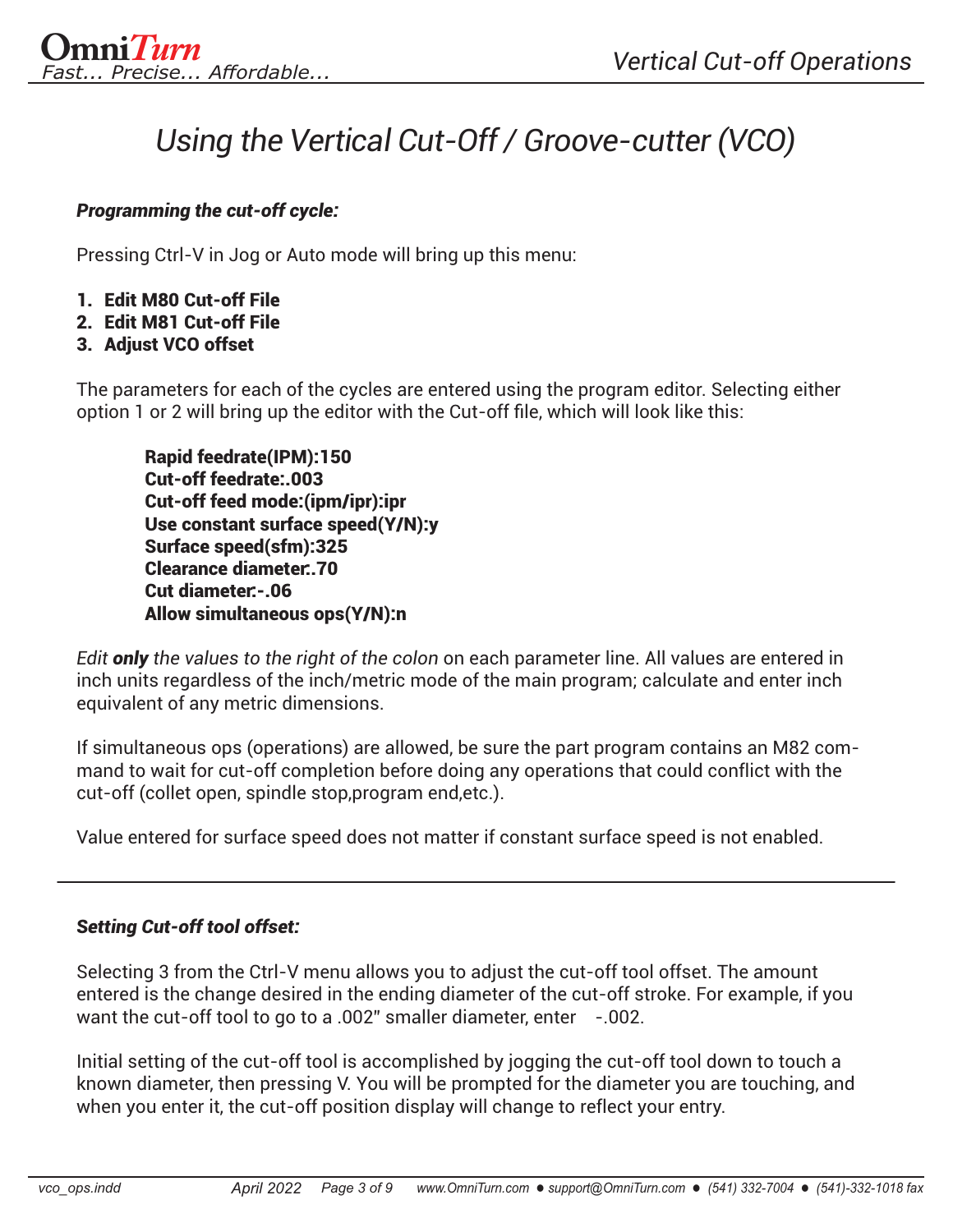# Using the Vertical Cut-Off / Groove-cutter (VCO)

***Programming the cut-off cycle:***

Pressing Ctrl-V in Jog or Auto mode will bring up this menu:

1. **Edit M80 Cut-off File**
2. **Edit M81 Cut-off File**
3. **Adjust VCO offset**

The parameters for each of the cycles are entered using the program editor. Selecting either option 1 or 2 will bring up the editor with the Cut-off file, which will look like this:

> **Rapid feedrate(IPM):150**
> **Cut-off feedrate:.003**
> **Cut-off feed mode:(ipm/ipr):ipr**
> **Use constant surface speed(Y/N):y**
> **Surface speed(sfm):325**
> **Clearance diameter:.70**
> **Cut diameter:-.06**
> **Allow simultaneous ops(Y/N):n**

*Edit **only** the values to the right of the colon* on each parameter line. All values are entered in inch units regardless of the inch/metric mode of the main program; calculate and enter inch equivalent of any metric dimensions.

If simultaneous ops (operations) are allowed, be sure the part program contains an M82 command to wait for cut-off completion before doing any operations that could conflict with the cut-off (collet open, spindle stop,program end,etc.).

Value entered for surface speed does not matter if constant surface speed is not enabled.

---

***Setting Cut-off tool offset:***

Selecting 3 from the Ctrl-V menu allows you to adjust the cut-off tool offset. The amount entered is the change desired in the ending diameter of the cut-off stroke. For example, if you want the cut-off tool to go to a .002" smaller diameter, enter -.002.

Initial setting of the cut-off tool is accomplished by jogging the cut-off tool down to touch a known diameter, then pressing V. You will be prompted for the diameter you are touching, and when you enter it, the cut-off position display will change to reflect your entry.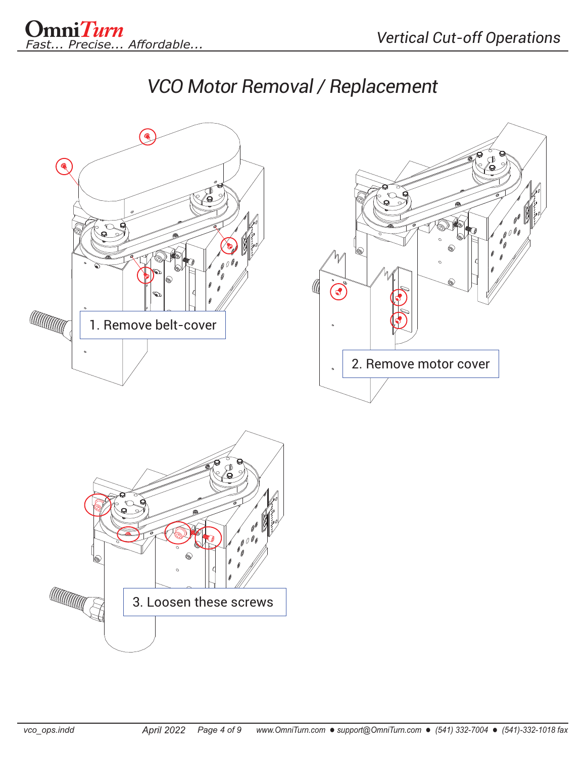# VCO Motor Removal / Replacement

1. Remove belt-cover

2. Remove motor cover

3. Loosen these screws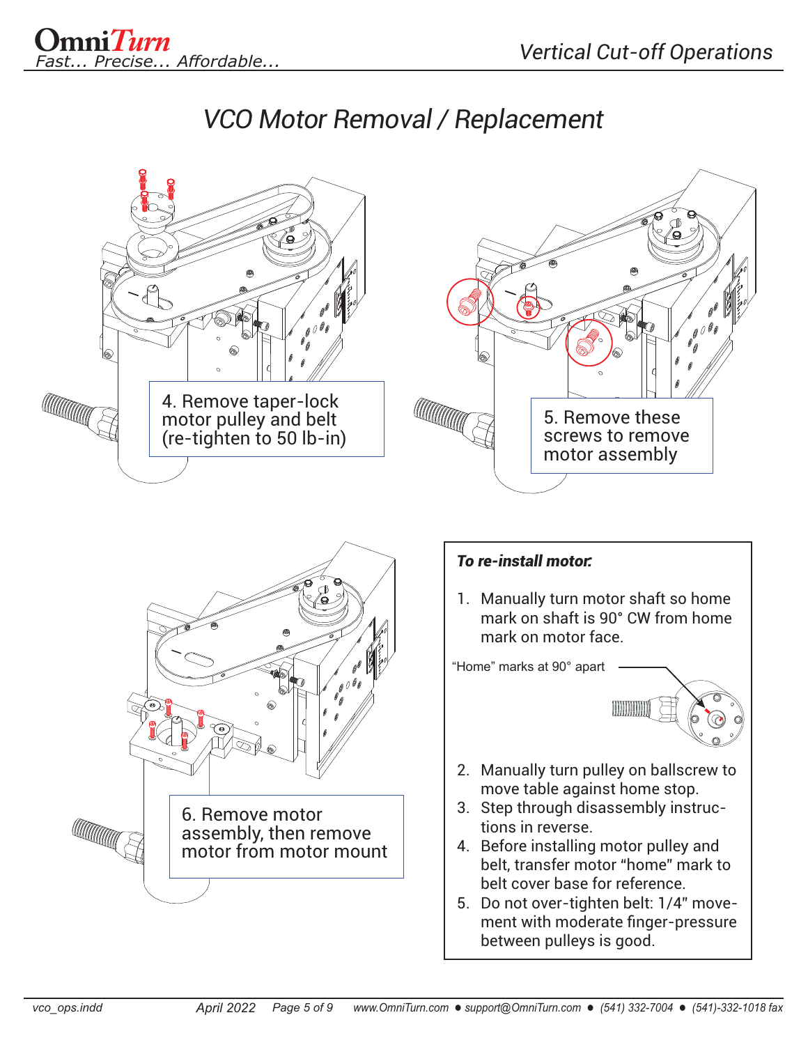# VCO Motor Removal / Replacement

4. Remove taper-lock motor pulley and belt (re-tighten to 50 lb-in)

5. Remove these screws to remove motor assembly

6. Remove motor assembly, then remove motor from motor mount

***To re-install motor:***

1. Manually turn motor shaft so home mark on shaft is 90° CW from home mark on motor face.

"Home" marks at 90° apart

2. Manually turn pulley on ballscrew to move table against home stop.
3. Step through disassembly instructions in reverse.
4. Before installing motor pulley and belt, transfer motor "home" mark to belt cover base for reference.
5. Do not over-tighten belt: 1/4" movement with moderate finger-pressure between pulleys is good.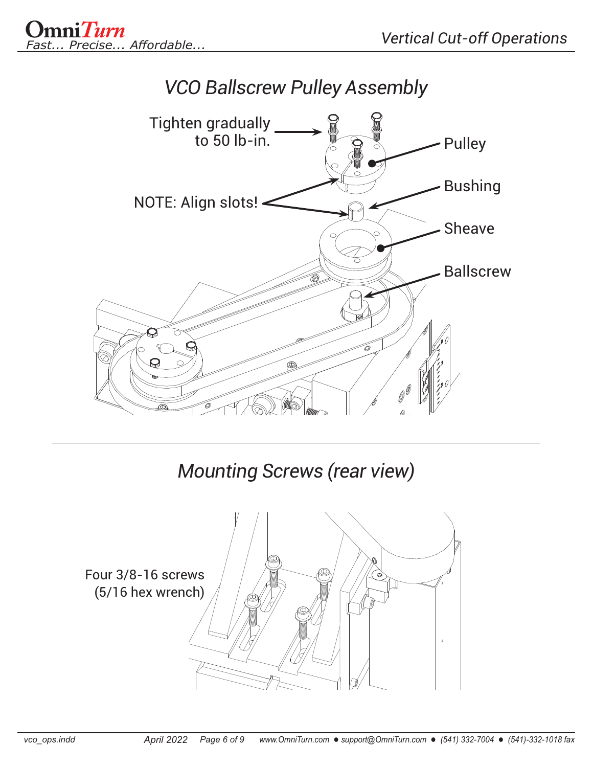## VCO Ballscrew Pulley Assembly

Tighten gradually to 50 lb-in.

Pulley

Bushing

NOTE: Align slots!

Sheave

Ballscrew

## Mounting Screws (rear view)

Four 3/8-16 screws (5/16 hex wrench)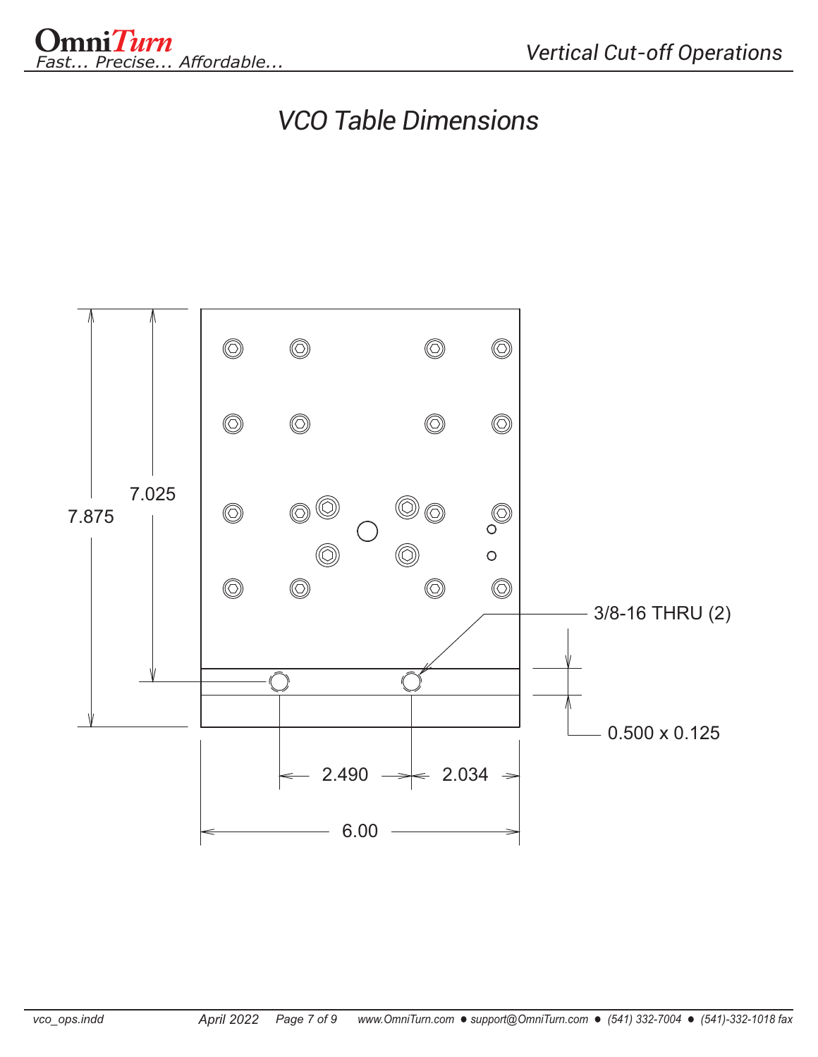# VCO Table Dimensions

7.875

7.025

3/8-16 THRU (2)

0.500 x 0.125

2.490

2.034

6.00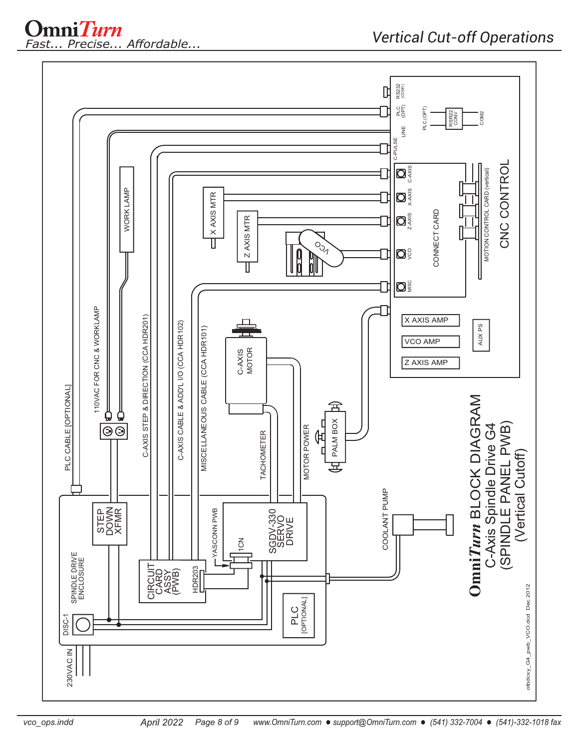# OmniTurn BLOCK DIAGRAM

C-Axis Spindle Drive G4

(SPINDLE PANEL PWB)

(Vertical Cutoff)

CNC CONTROL

MOTION CONTROL CARD (vertical)

CONNECT CARD

RS232 (COM1)

PLC (OPT)

LINE

C-PULSE

C-AXIS

X-AXIS

Z-AXIS

VCO

MISC

PLC (OPT)

RSR22 CONV

COM2

X AXIS AMP

VCO AMP

Z AXIS AMP

AUX PS

X AXIS MTR

Z AXIS MTR

VCO

WORK LAMP

PLC CABLE [OPTIONAL]

110VAC FOR CNC & WORKLAMP

C-AXIS STEP & DIRECTION (CCA HDR201)

C-AXIS CABLE & ADD'L I/O (CCA HDR102)

MISCELLANEOUS CABLE (CCA HDR101)

C-AXIS MOTOR

TACHOMETER

MOTOR POWER

PALM BOX

COOLANT PUMP

SPINDLE DRIVE ENCLOSURE

STEP DOWN XFMR

CIRCUIT CARD ASSY (PWB)

HDR203

YASCONN PWB

1CN

SGDV-330 SERVO DRIVE

PLC [OPTIONAL]

DISC-1

230VAC IN

otbdcxy_G4_pwb_VCO.dcd Dec 2012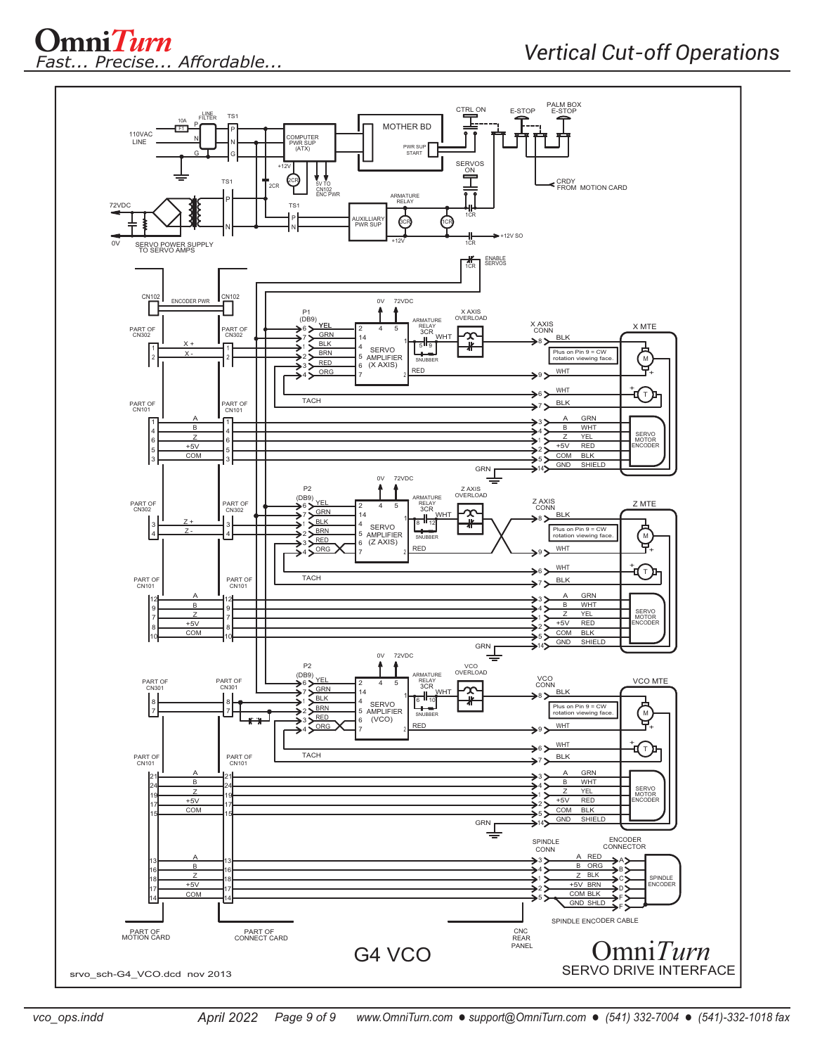# Vertical Cut-off Operations

110VAC LINE

10A F1

LINE FILTER

TS1

P N G

COMPUTER PWR SUP (ATX)

MOTHER BD

PWR SUP START

CTRL ON

E-STOP

PALM BOX E-STOP

SERVOS ON

CRDY FROM MOTION CARD

+12V

2CR

5V TO CN102 ENC PWR

ARMATURE RELAY

72VDC

0V

SERVO POWER SUPPLY TO SERVO AMPS

AUXILLIARY PWR SUP

3CR 1CR

+12V

1CR

+12V SO

ENABLE SERVOS

CN102 ENCODER PWR CN102

0V 72VDC

P1 (DB9)

YEL GRN BLK BRN RED ORG

SERVO AMPLIFIER (X AXIS)

ARMATURE RELAY 3CR

WHT

SNUBBER

RED

X AXIS OVERLOAD

X AXIS CONN

X MTE

BLK

Plus on Pin 9 = CW rotation viewing face.

WHT

TACH

WHT BLK

PART OF CN302

X + X -

PART OF CN101

A B Z +5V COM

GRN WHT YEL RED BLK SHIELD

SERVO MOTOR ENCODER

GRN

P2 (DB9)

SERVO AMPLIFIER (Z AXIS)

Z AXIS OVERLOAD

Z AXIS CONN

Z MTE

Z + Z -

P2 (DB9)

SERVO AMPLIFIER (VCO)

VCO OVERLOAD

VCO CONN

VCO MTE

PART OF CN301

SPINDLE CONN

ENCODER CONNECTOR

A RED, B ORG, Z BLK, +5V BRN, COM BLK, GND SHLD

SPINDLE ENCODER

SPINDLE ENCODER CABLE

PART OF MOTION CARD

PART OF CONNECT CARD

CNC REAR PANEL

G4 VCO

OmniTurn SERVO DRIVE INTERFACE

srvo_sch-G4_VCO.dcd nov 2013